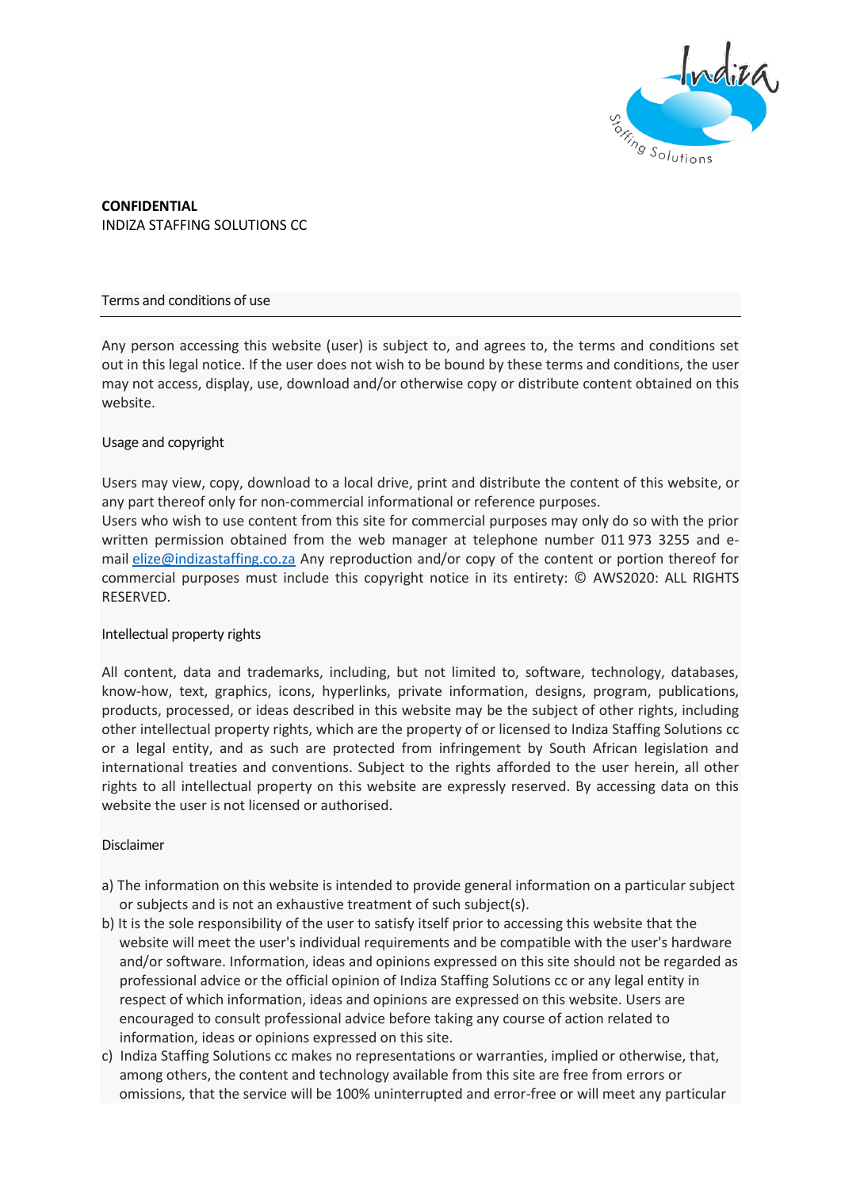**CONFIDENTIAL**
INDIZA STAFFING SOLUTIONS CC

## Terms and conditions of use

Any person accessing this website (user) is subject to, and agrees to, the terms and conditions set out in this legal notice. If the user does not wish to be bound by these terms and conditions, the user may not access, display, use, download and/or otherwise copy or distribute content obtained on this website.

### Usage and copyright

Users may view, copy, download to a local drive, print and distribute the content of this website, or any part thereof only for non-commercial informational or reference purposes.
Users who wish to use content from this site for commercial purposes may only do so with the prior written permission obtained from the web manager at telephone number 011 973 3255 and e-mail elize@indizastaffing.co.za Any reproduction and/or copy of the content or portion thereof for commercial purposes must include this copyright notice in its entirety: © AWS2020: ALL RIGHTS RESERVED.

### Intellectual property rights

All content, data and trademarks, including, but not limited to, software, technology, databases, know-how, text, graphics, icons, hyperlinks, private information, designs, program, publications, products, processed, or ideas described in this website may be the subject of other rights, including other intellectual property rights, which are the property of or licensed to Indiza Staffing Solutions cc or a legal entity, and as such are protected from infringement by South African legislation and international treaties and conventions. Subject to the rights afforded to the user herein, all other rights to all intellectual property on this website are expressly reserved. By accessing data on this website the user is not licensed or authorised.

### Disclaimer

a) The information on this website is intended to provide general information on a particular subject or subjects and is not an exhaustive treatment of such subject(s).
b) It is the sole responsibility of the user to satisfy itself prior to accessing this website that the website will meet the user's individual requirements and be compatible with the user's hardware and/or software. Information, ideas and opinions expressed on this site should not be regarded as professional advice or the official opinion of Indiza Staffing Solutions cc or any legal entity in respect of which information, ideas and opinions are expressed on this website. Users are encouraged to consult professional advice before taking any course of action related to information, ideas or opinions expressed on this site.
c) Indiza Staffing Solutions cc makes no representations or warranties, implied or otherwise, that, among others, the content and technology available from this site are free from errors or omissions, that the service will be 100% uninterrupted and error-free or will meet any particular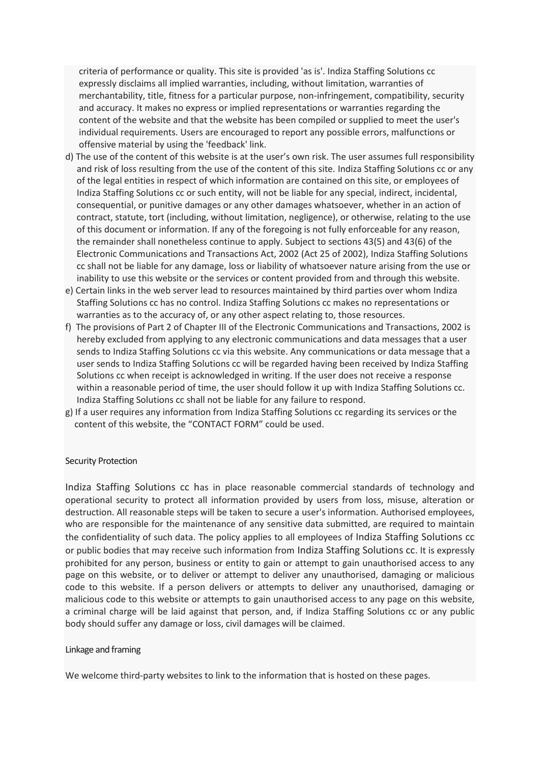criteria of performance or quality. This site is provided 'as is'. Indiza Staffing Solutions cc expressly disclaims all implied warranties, including, without limitation, warranties of merchantability, title, fitness for a particular purpose, non-infringement, compatibility, security and accuracy. It makes no express or implied representations or warranties regarding the content of the website and that the website has been compiled or supplied to meet the user's individual requirements. Users are encouraged to report any possible errors, malfunctions or offensive material by using the 'feedback' link.

d) The use of the content of this website is at the user's own risk. The user assumes full responsibility and risk of loss resulting from the use of the content of this site. Indiza Staffing Solutions cc or any of the legal entities in respect of which information are contained on this site, or employees of Indiza Staffing Solutions cc or such entity, will not be liable for any special, indirect, incidental, consequential, or punitive damages or any other damages whatsoever, whether in an action of contract, statute, tort (including, without limitation, negligence), or otherwise, relating to the use of this document or information. If any of the foregoing is not fully enforceable for any reason, the remainder shall nonetheless continue to apply. Subject to sections 43(5) and 43(6) of the Electronic Communications and Transactions Act, 2002 (Act 25 of 2002), Indiza Staffing Solutions cc shall not be liable for any damage, loss or liability of whatsoever nature arising from the use or inability to use this website or the services or content provided from and through this website.

e) Certain links in the web server lead to resources maintained by third parties over whom Indiza Staffing Solutions cc has no control. Indiza Staffing Solutions cc makes no representations or warranties as to the accuracy of, or any other aspect relating to, those resources.

f) The provisions of Part 2 of Chapter III of the Electronic Communications and Transactions, 2002 is hereby excluded from applying to any electronic communications and data messages that a user sends to Indiza Staffing Solutions cc via this website. Any communications or data message that a user sends to Indiza Staffing Solutions cc will be regarded having been received by Indiza Staffing Solutions cc when receipt is acknowledged in writing. If the user does not receive a response within a reasonable period of time, the user should follow it up with Indiza Staffing Solutions cc. Indiza Staffing Solutions cc shall not be liable for any failure to respond.

g) If a user requires any information from Indiza Staffing Solutions cc regarding its services or the content of this website, the "CONTACT FORM" could be used.

### Security Protection

Indiza Staffing Solutions cc has in place reasonable commercial standards of technology and operational security to protect all information provided by users from loss, misuse, alteration or destruction. All reasonable steps will be taken to secure a user's information. Authorised employees, who are responsible for the maintenance of any sensitive data submitted, are required to maintain the confidentiality of such data. The policy applies to all employees of Indiza Staffing Solutions cc or public bodies that may receive such information from Indiza Staffing Solutions cc. It is expressly prohibited for any person, business or entity to gain or attempt to gain unauthorised access to any page on this website, or to deliver or attempt to deliver any unauthorised, damaging or malicious code to this website. If a person delivers or attempts to deliver any unauthorised, damaging or malicious code to this website or attempts to gain unauthorised access to any page on this website, a criminal charge will be laid against that person, and, if Indiza Staffing Solutions cc or any public body should suffer any damage or loss, civil damages will be claimed.

### Linkage and framing

We welcome third-party websites to link to the information that is hosted on these pages.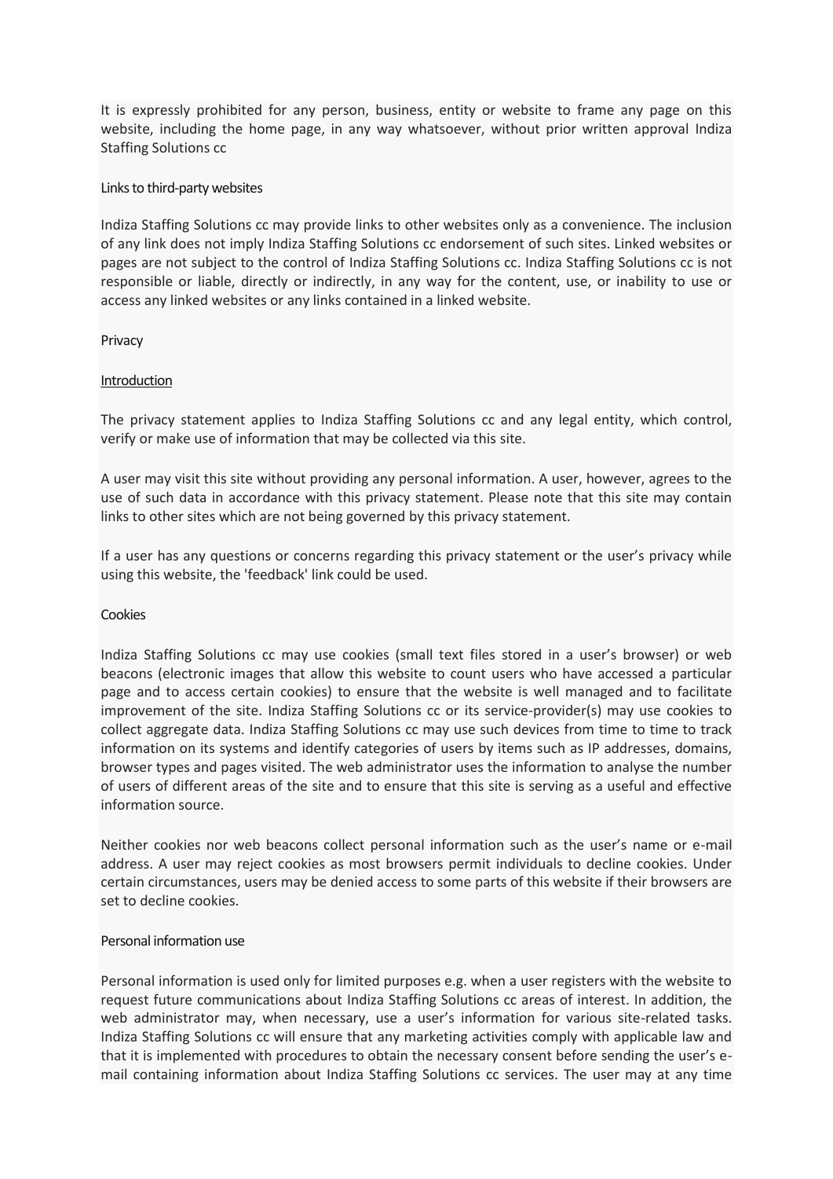It is expressly prohibited for any person, business, entity or website to frame any page on this website, including the home page, in any way whatsoever, without prior written approval Indiza Staffing Solutions cc

### Links to third-party websites

Indiza Staffing Solutions cc may provide links to other websites only as a convenience. The inclusion of any link does not imply Indiza Staffing Solutions cc endorsement of such sites. Linked websites or pages are not subject to the control of Indiza Staffing Solutions cc. Indiza Staffing Solutions cc is not responsible or liable, directly or indirectly, in any way for the content, use, or inability to use or access any linked websites or any links contained in a linked website.

## Privacy

### Introduction

The privacy statement applies to Indiza Staffing Solutions cc and any legal entity, which control, verify or make use of information that may be collected via this site.

A user may visit this site without providing any personal information. A user, however, agrees to the use of such data in accordance with this privacy statement. Please note that this site may contain links to other sites which are not being governed by this privacy statement.

If a user has any questions or concerns regarding this privacy statement or the user's privacy while using this website, the 'feedback' link could be used.

### Cookies

Indiza Staffing Solutions cc may use cookies (small text files stored in a user's browser) or web beacons (electronic images that allow this website to count users who have accessed a particular page and to access certain cookies) to ensure that the website is well managed and to facilitate improvement of the site. Indiza Staffing Solutions cc or its service-provider(s) may use cookies to collect aggregate data. Indiza Staffing Solutions cc may use such devices from time to time to track information on its systems and identify categories of users by items such as IP addresses, domains, browser types and pages visited. The web administrator uses the information to analyse the number of users of different areas of the site and to ensure that this site is serving as a useful and effective information source.

Neither cookies nor web beacons collect personal information such as the user's name or e-mail address. A user may reject cookies as most browsers permit individuals to decline cookies. Under certain circumstances, users may be denied access to some parts of this website if their browsers are set to decline cookies.

### Personal information use

Personal information is used only for limited purposes e.g. when a user registers with the website to request future communications about Indiza Staffing Solutions cc areas of interest. In addition, the web administrator may, when necessary, use a user's information for various site-related tasks. Indiza Staffing Solutions cc will ensure that any marketing activities comply with applicable law and that it is implemented with procedures to obtain the necessary consent before sending the user's e-mail containing information about Indiza Staffing Solutions cc services. The user may at any time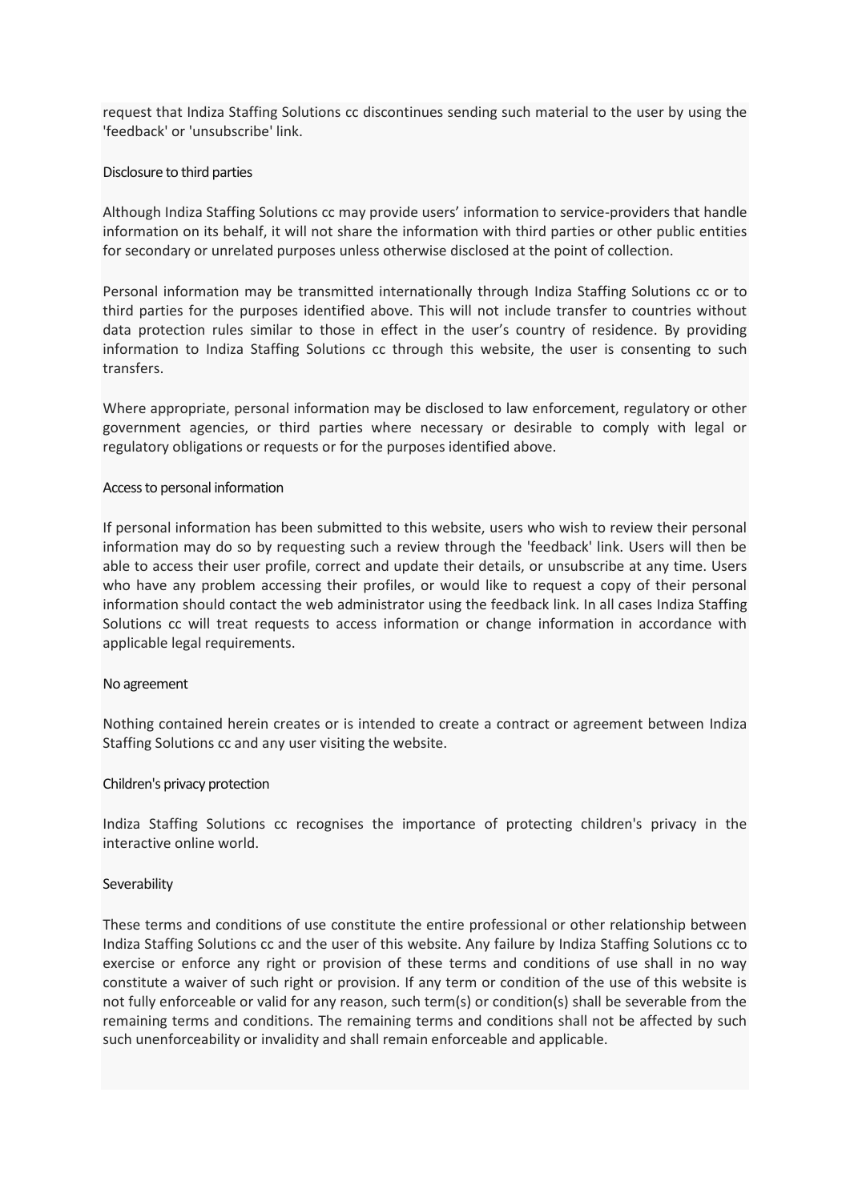request that Indiza Staffing Solutions cc discontinues sending such material to the user by using the 'feedback' or 'unsubscribe' link.

### Disclosure to third parties

Although Indiza Staffing Solutions cc may provide users' information to service-providers that handle information on its behalf, it will not share the information with third parties or other public entities for secondary or unrelated purposes unless otherwise disclosed at the point of collection.

Personal information may be transmitted internationally through Indiza Staffing Solutions cc or to third parties for the purposes identified above. This will not include transfer to countries without data protection rules similar to those in effect in the user's country of residence. By providing information to Indiza Staffing Solutions cc through this website, the user is consenting to such transfers.

Where appropriate, personal information may be disclosed to law enforcement, regulatory or other government agencies, or third parties where necessary or desirable to comply with legal or regulatory obligations or requests or for the purposes identified above.

### Access to personal information

If personal information has been submitted to this website, users who wish to review their personal information may do so by requesting such a review through the 'feedback' link. Users will then be able to access their user profile, correct and update their details, or unsubscribe at any time. Users who have any problem accessing their profiles, or would like to request a copy of their personal information should contact the web administrator using the feedback link. In all cases Indiza Staffing Solutions cc will treat requests to access information or change information in accordance with applicable legal requirements.

### No agreement

Nothing contained herein creates or is intended to create a contract or agreement between Indiza Staffing Solutions cc and any user visiting the website.

### Children's privacy protection

Indiza Staffing Solutions cc recognises the importance of protecting children's privacy in the interactive online world.

### Severability

These terms and conditions of use constitute the entire professional or other relationship between Indiza Staffing Solutions cc and the user of this website. Any failure by Indiza Staffing Solutions cc to exercise or enforce any right or provision of these terms and conditions of use shall in no way constitute a waiver of such right or provision. If any term or condition of the use of this website is not fully enforceable or valid for any reason, such term(s) or condition(s) shall be severable from the remaining terms and conditions. The remaining terms and conditions shall not be affected by such such unenforceability or invalidity and shall remain enforceable and applicable.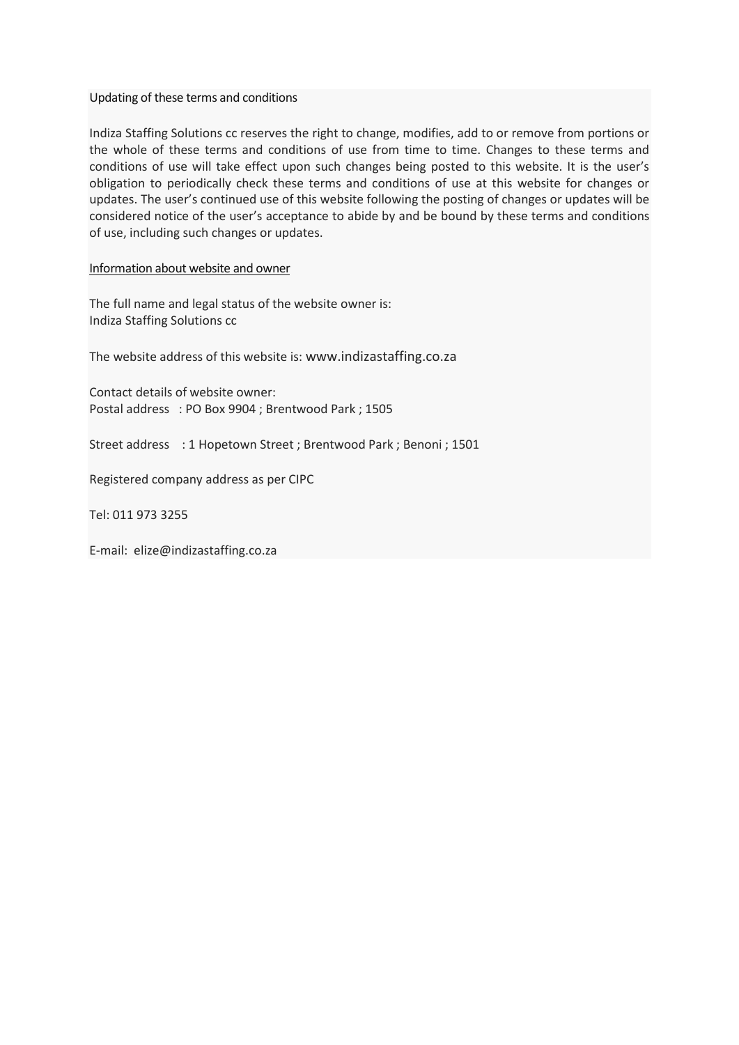Updating of these terms and conditions

Indiza Staffing Solutions cc reserves the right to change, modifies, add to or remove from portions or the whole of these terms and conditions of use from time to time. Changes to these terms and conditions of use will take effect upon such changes being posted to this website. It is the user's obligation to periodically check these terms and conditions of use at this website for changes or updates. The user's continued use of this website following the posting of changes or updates will be considered notice of the user's acceptance to abide by and be bound by these terms and conditions of use, including such changes or updates.

Information about website and owner

The full name and legal status of the website owner is:
Indiza Staffing Solutions cc

The website address of this website is: www.indizastaffing.co.za

Contact details of website owner:
Postal address : PO Box 9904 ; Brentwood Park ; 1505

Street address : 1 Hopetown Street ; Brentwood Park ; Benoni ; 1501

Registered company address as per CIPC

Tel: 011 973 3255

E-mail: elize@indizastaffing.co.za